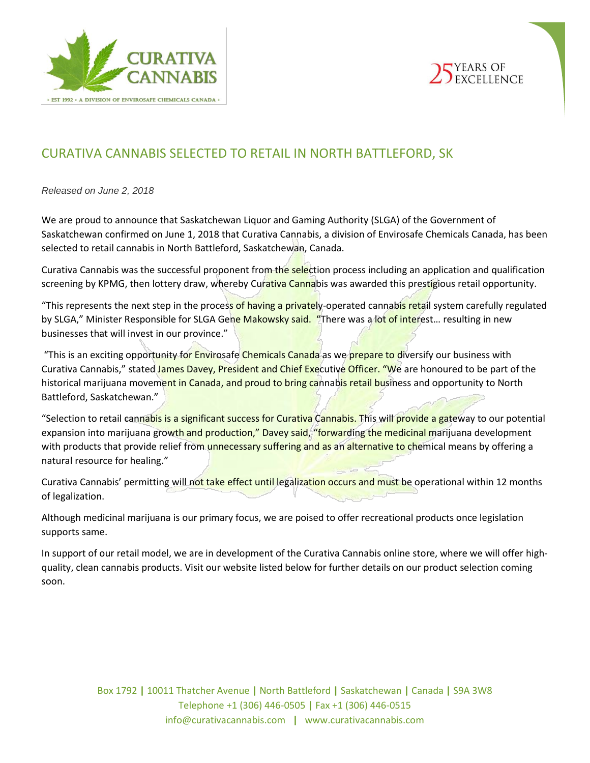CURATIVA CANNABIS

• EST 1992 • A DIVISION OF ENVIROSAFE CHEMICALS CANADA •

25 YEARS OF EXCELLENCE

# CURATIVA CANNABIS SELECTED TO RETAIL IN NORTH BATTLEFORD, SK

*Released on June 2, 2018*

We are proud to announce that Saskatchewan Liquor and Gaming Authority (SLGA) of the Government of Saskatchewan confirmed on June 1, 2018 that Curativa Cannabis, a division of Envirosafe Chemicals Canada, has been selected to retail cannabis in North Battleford, Saskatchewan, Canada.

Curativa Cannabis was the successful proponent from the selection process including an application and qualification screening by KPMG, then lottery draw, whereby Curativa Cannabis was awarded this prestigious retail opportunity.

"This represents the next step in the process of having a privately-operated cannabis retail system carefully regulated by SLGA," Minister Responsible for SLGA Gene Makowsky said. "There was a lot of interest… resulting in new businesses that will invest in our province."

"This is an exciting opportunity for Envirosafe Chemicals Canada as we prepare to diversify our business with Curativa Cannabis," stated James Davey, President and Chief Executive Officer. "We are honoured to be part of the historical marijuana movement in Canada, and proud to bring cannabis retail business and opportunity to North Battleford, Saskatchewan."

"Selection to retail cannabis is a significant success for Curativa Cannabis. This will provide a gateway to our potential expansion into marijuana growth and production," Davey said, "forwarding the medicinal marijuana development with products that provide relief from unnecessary suffering and as an alternative to chemical means by offering a natural resource for healing."

Curativa Cannabis' permitting will not take effect until legalization occurs and must be operational within 12 months of legalization.

Although medicinal marijuana is our primary focus, we are poised to offer recreational products once legislation supports same.

In support of our retail model, we are in development of the Curativa Cannabis online store, where we will offer high-quality, clean cannabis products. Visit our website listed below for further details on our product selection coming soon.

Box 1792 | 10011 Thatcher Avenue | North Battleford | Saskatchewan | Canada | S9A 3W8
Telephone +1 (306) 446-0505 | Fax +1 (306) 446-0515
info@curativacannabis.com | www.curativacannabis.com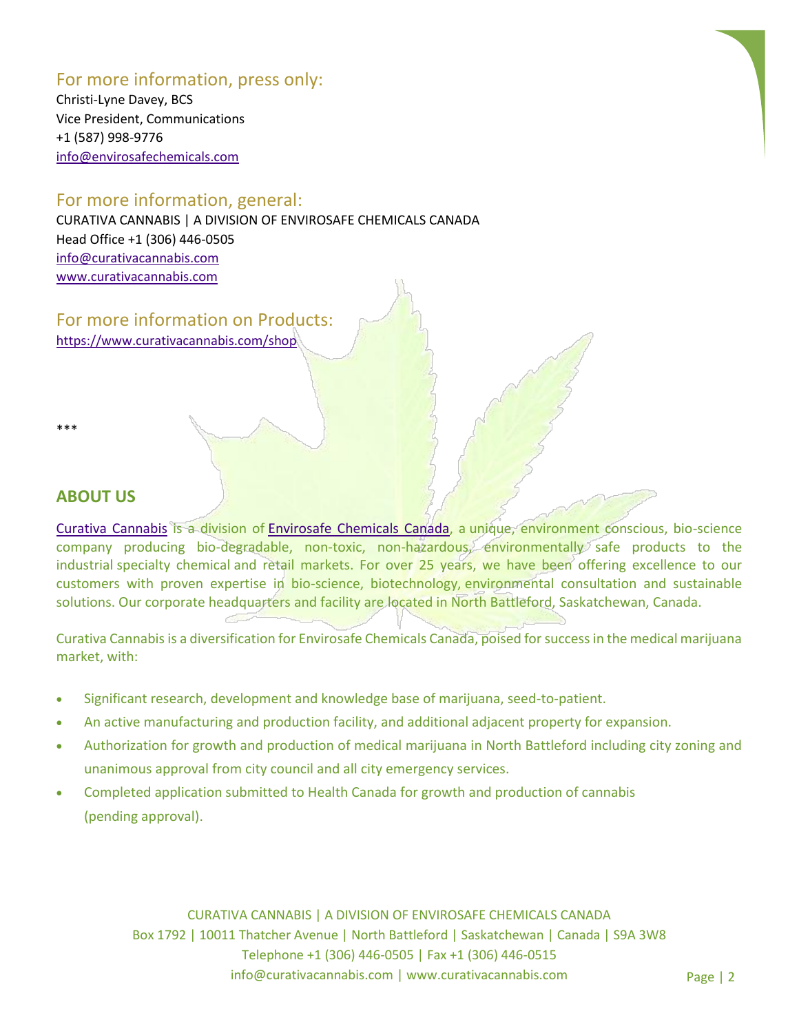## For more information, press only:

Christi-Lyne Davey, BCS
Vice President, Communications
+1 (587) 998-9776
info@envirosafechemicals.com

## For more information, general:

CURATIVA CANNABIS | A DIVISION OF ENVIROSAFE CHEMICALS CANADA
Head Office +1 (306) 446-0505
info@curativacannabis.com
www.curativacannabis.com

## For more information on Products:

https://www.curativacannabis.com/shop

***

## ABOUT US

Curativa Cannabis is a division of Envirosafe Chemicals Canada, a unique, environment conscious, bio-science company producing bio-degradable, non-toxic, non-hazardous, environmentally safe products to the industrial specialty chemical and retail markets. For over 25 years, we have been offering excellence to our customers with proven expertise in bio-science, biotechnology, environmental consultation and sustainable solutions. Our corporate headquarters and facility are located in North Battleford, Saskatchewan, Canada.

Curativa Cannabis is a diversification for Envirosafe Chemicals Canada, poised for success in the medical marijuana market, with:

- Significant research, development and knowledge base of marijuana, seed-to-patient.
- An active manufacturing and production facility, and additional adjacent property for expansion.
- Authorization for growth and production of medical marijuana in North Battleford including city zoning and unanimous approval from city council and all city emergency services.
- Completed application submitted to Health Canada for growth and production of cannabis (pending approval).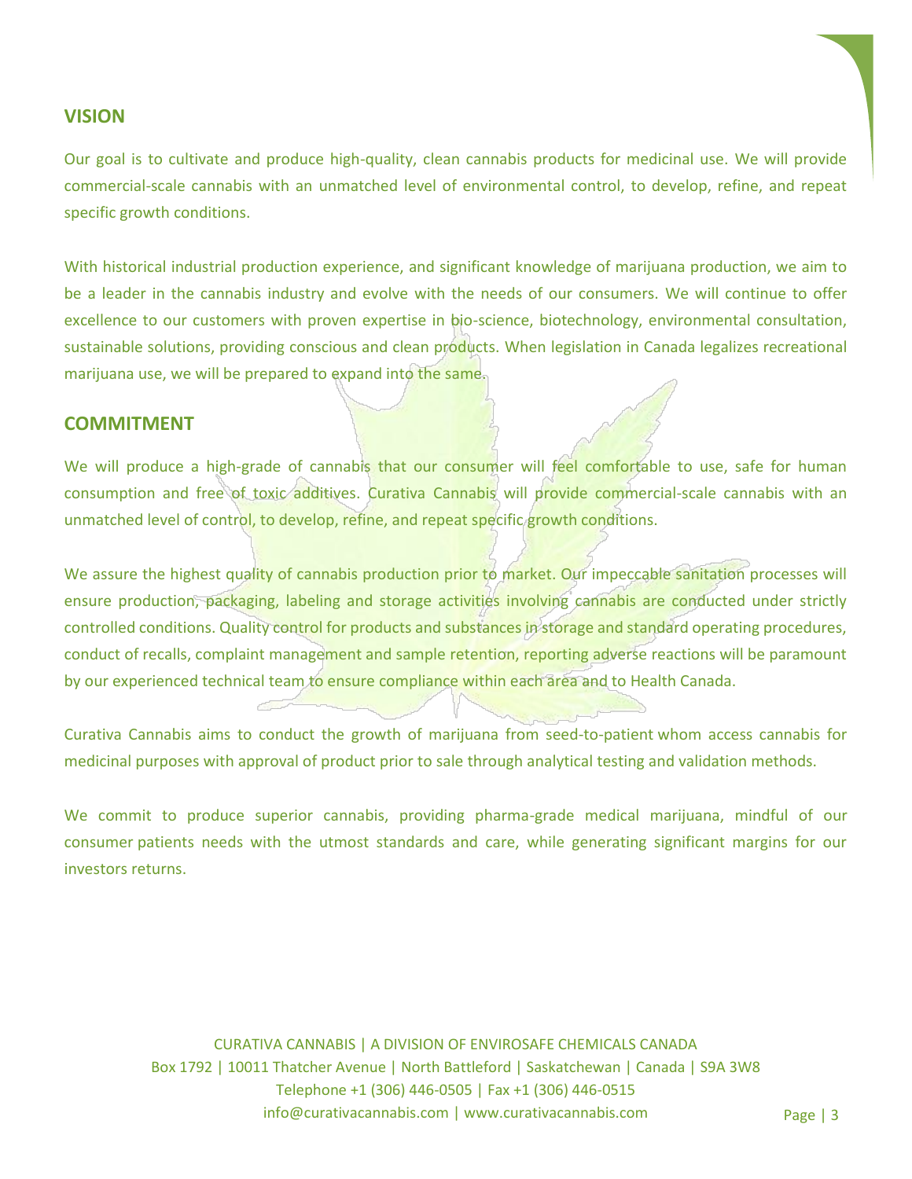## VISION

Our goal is to cultivate and produce high-quality, clean cannabis products for medicinal use. We will provide commercial-scale cannabis with an unmatched level of environmental control, to develop, refine, and repeat specific growth conditions.

With historical industrial production experience, and significant knowledge of marijuana production, we aim to be a leader in the cannabis industry and evolve with the needs of our consumers. We will continue to offer excellence to our customers with proven expertise in bio-science, biotechnology, environmental consultation, sustainable solutions, providing conscious and clean products. When legislation in Canada legalizes recreational marijuana use, we will be prepared to expand into the same.

## COMMITMENT

We will produce a high-grade of cannabis that our consumer will feel comfortable to use, safe for human consumption and free of toxic additives. Curativa Cannabis will provide commercial-scale cannabis with an unmatched level of control, to develop, refine, and repeat specific growth conditions.

We assure the highest quality of cannabis production prior to market. Our impeccable sanitation processes will ensure production, packaging, labeling and storage activities involving cannabis are conducted under strictly controlled conditions. Quality control for products and substances in storage and standard operating procedures, conduct of recalls, complaint management and sample retention, reporting adverse reactions will be paramount by our experienced technical team to ensure compliance within each area and to Health Canada.

Curativa Cannabis aims to conduct the growth of marijuana from seed-to-patient whom access cannabis for medicinal purposes with approval of product prior to sale through analytical testing and validation methods.

We commit to produce superior cannabis, providing pharma-grade medical marijuana, mindful of our consumer patients needs with the utmost standards and care, while generating significant margins for our investors returns.

CURATIVA CANNABIS | A DIVISION OF ENVIROSAFE CHEMICALS CANADA
Box 1792 | 10011 Thatcher Avenue | North Battleford | Saskatchewan | Canada | S9A 3W8
Telephone +1 (306) 446-0505 | Fax +1 (306) 446-0515
info@curativacannabis.com | www.curativacannabis.com